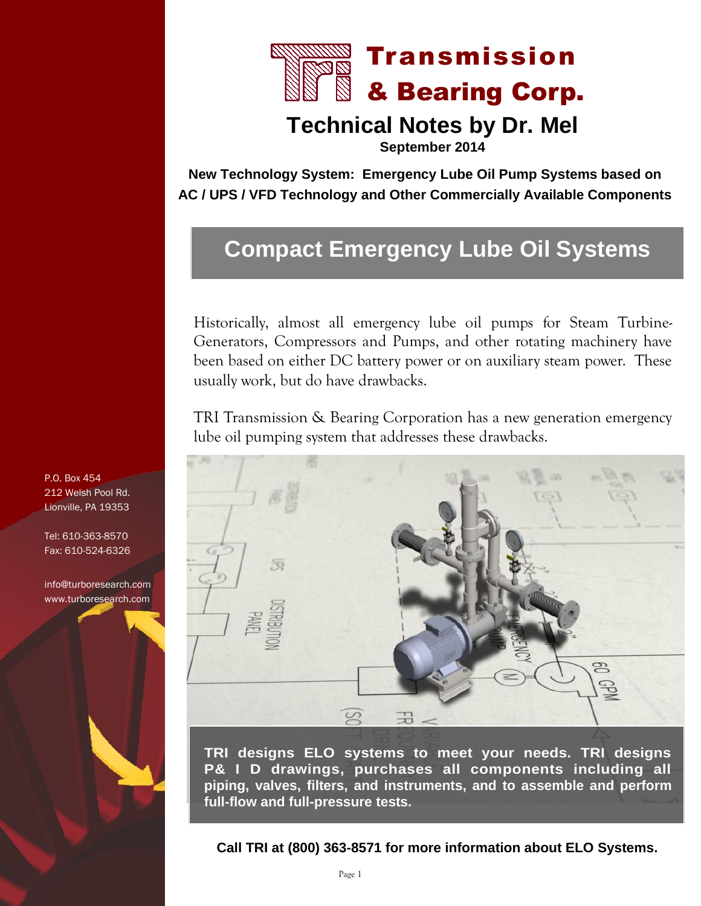# Transmission & Bearing Corp.

## Technical Notes by Dr. Mel

**September 2014**

**New Technology System: Emergency Lube Oil Pump Systems based on AC / UPS / VFD Technology and Other Commercially Available Components**

## Compact Emergency Lube Oil Systems

Historically, almost all emergency lube oil pumps for Steam Turbine-Generators, Compressors and Pumps, and other rotating machinery have been based on either DC battery power or on auxiliary steam power. These usually work, but do have drawbacks.

TRI Transmission & Bearing Corporation has a new generation emergency lube oil pumping system that addresses these drawbacks.

**TRI designs ELO systems to meet your needs. TRI designs P& I D drawings, purchases all components including all piping, valves, filters, and instruments, and to assemble and perform full-flow and full-pressure tests.**

**Call TRI at (800) 363-8571 for more information about ELO Systems.**

P.O. Box 454
212 Welsh Pool Rd.
Lionville, PA 19353

Tel: 610-363-8570
Fax: 610-524-6326

info@turboresearch.com
www.turboresearch.com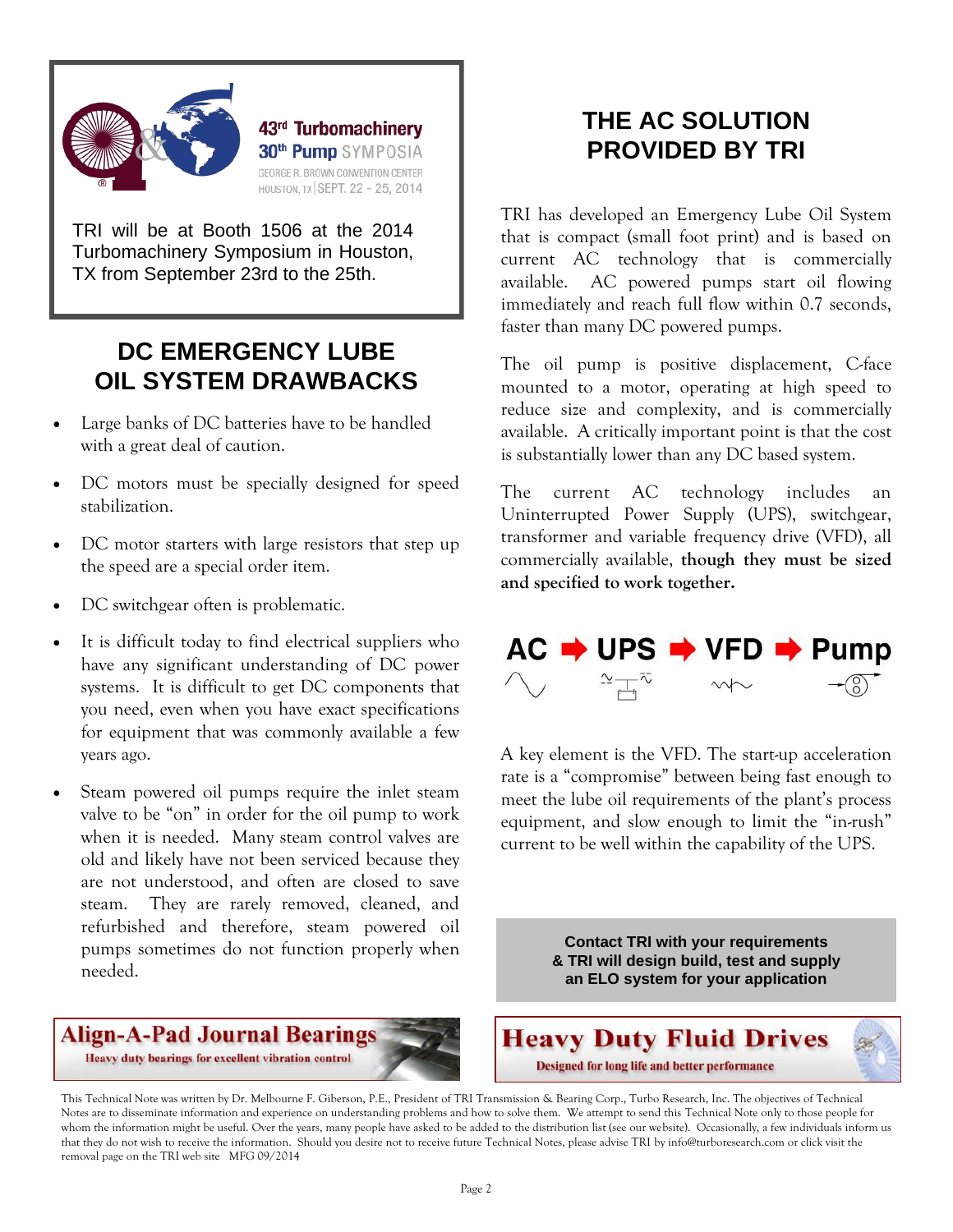43rd Turbomachinery
30th Pump SYMPOSIA
GEORGE R. BROWN CONVENTION CENTER
HOUSTON, TX | SEPT. 22 - 25, 2014

TRI will be at Booth 1506 at the 2014 Turbomachinery Symposium in Houston, TX from September 23rd to the 25th.

## DC EMERGENCY LUBE OIL SYSTEM DRAWBACKS

- Large banks of DC batteries have to be handled with a great deal of caution.
- DC motors must be specially designed for speed stabilization.
- DC motor starters with large resistors that step up the speed are a special order item.
- DC switchgear often is problematic.
- It is difficult today to find electrical suppliers who have any significant understanding of DC power systems. It is difficult to get DC components that you need, even when you have exact specifications for equipment that was commonly available a few years ago.
- Steam powered oil pumps require the inlet steam valve to be "on" in order for the oil pump to work when it is needed. Many steam control valves are old and likely have not been serviced because they are not understood, and often are closed to save steam. They are rarely removed, cleaned, and refurbished and therefore, steam powered oil pumps sometimes do not function properly when needed.

## THE AC SOLUTION PROVIDED BY TRI

TRI has developed an Emergency Lube Oil System that is compact (small foot print) and is based on current AC technology that is commercially available. AC powered pumps start oil flowing immediately and reach full flow within 0.7 seconds, faster than many DC powered pumps.

The oil pump is positive displacement, C-face mounted to a motor, operating at high speed to reduce size and complexity, and is commercially available. A critically important point is that the cost is substantially lower than any DC based system.

The current AC technology includes an Uninterrupted Power Supply (UPS), switchgear, transformer and variable frequency drive (VFD), all commercially available, **though they must be sized and specified to work together.**

**AC ➡ UPS ➡ VFD ➡ Pump**

A key element is the VFD. The start-up acceleration rate is a "compromise" between being fast enough to meet the lube oil requirements of the plant's process equipment, and slow enough to limit the "in-rush" current to be well within the capability of the UPS.

**Contact TRI with your requirements & TRI will design build, test and supply an ELO system for your application**

**Align-A-Pad Journal Bearings**
Heavy duty bearings for excellent vibration control

**Heavy Duty Fluid Drives**
Designed for long life and better performance

This Technical Note was written by Dr. Melbourne F. Giberson, P.E., President of TRI Transmission & Bearing Corp., Turbo Research, Inc. The objectives of Technical Notes are to disseminate information and experience on understanding problems and how to solve them. We attempt to send this Technical Note only to those people for whom the information might be useful. Over the years, many people have asked to be added to the distribution list (see our website). Occasionally, a few individuals inform us that they do not wish to receive the information. Should you desire not to receive future Technical Notes, please advise TRI by info@turboresearch.com or click visit the removal page on the TRI web site MFG 09/2014